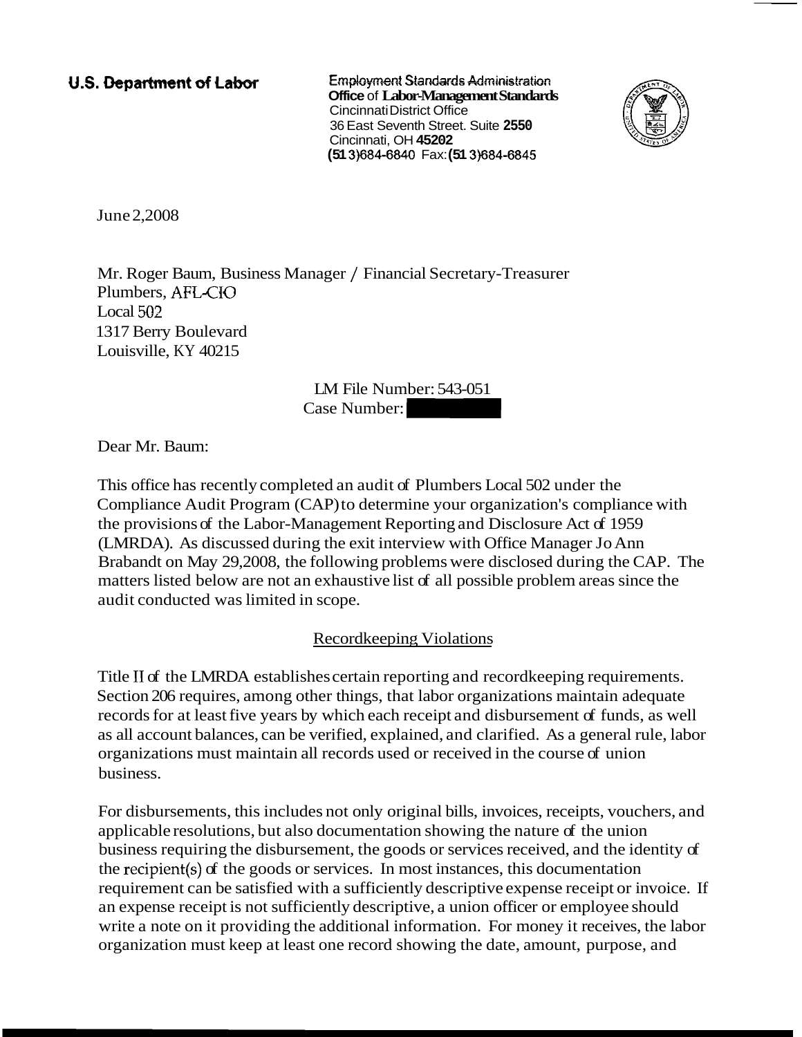**U.S. Department of Labor**

Employment Standards Administration
**Office** of **Labor-Management Standards**
Cincinnati District Office
36 East Seventh Street. Suite **2550**
Cincinnati, OH **45202**
**(513)**684-6840 Fax: **(513)**684-6845

June 2,2008

Mr. Roger Baum, Business Manager / Financial Secretary-Treasurer
Plumbers, AFL-CIO
Local 502
1317 Berry Boulevard
Louisville, KY 40215

LM File Number: 543-051
Case Number:

Dear Mr. Baum:

This office has recently completed an audit of Plumbers Local 502 under the Compliance Audit Program (CAP) to determine your organization's compliance with the provisions of the Labor-Management Reporting and Disclosure Act of 1959 (LMRDA). As discussed during the exit interview with Office Manager Jo Ann Brabandt on May 29,2008, the following problems were disclosed during the CAP. The matters listed below are not an exhaustive list of all possible problem areas since the audit conducted was limited in scope.

## Recordkeeping Violations

Title II of the LMRDA establishes certain reporting and recordkeeping requirements. Section 206 requires, among other things, that labor organizations maintain adequate records for at least five years by which each receipt and disbursement of funds, as well as all account balances, can be verified, explained, and clarified. As a general rule, labor organizations must maintain all records used or received in the course of union business.

For disbursements, this includes not only original bills, invoices, receipts, vouchers, and applicable resolutions, but also documentation showing the nature of the union business requiring the disbursement, the goods or services received, and the identity of the recipient(s) of the goods or services. In most instances, this documentation requirement can be satisfied with a sufficiently descriptive expense receipt or invoice. If an expense receipt is not sufficiently descriptive, a union officer or employee should write a note on it providing the additional information. For money it receives, the labor organization must keep at least one record showing the date, amount, purpose, and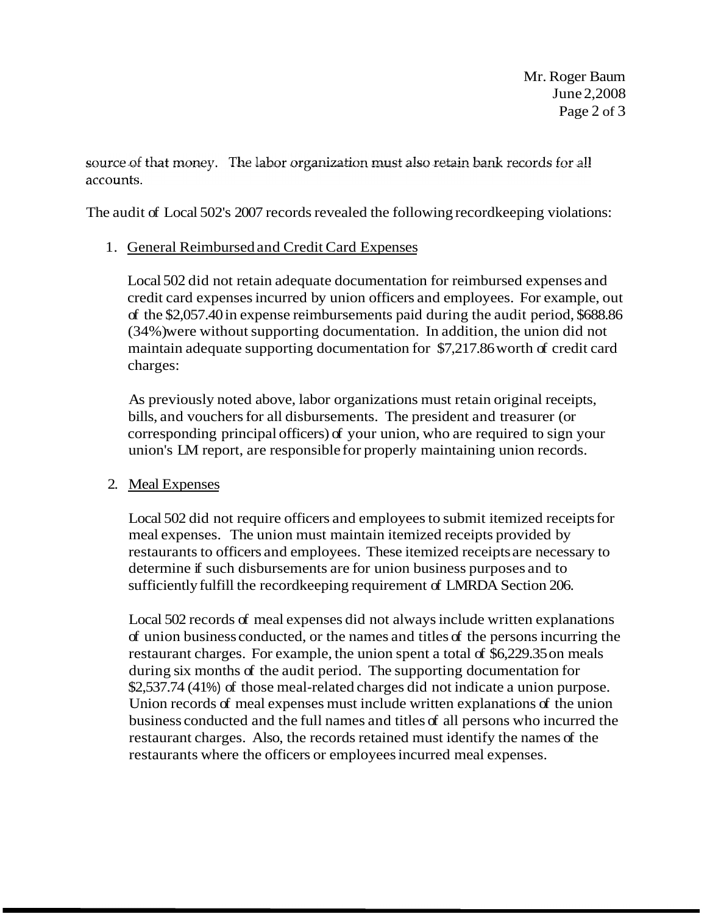source of that money. The labor organization must also retain bank records for all accounts.

The audit of Local 502's 2007 records revealed the following recordkeeping violations:

1. General Reimbursed and Credit Card Expenses

   Local 502 did not retain adequate documentation for reimbursed expenses and credit card expenses incurred by union officers and employees. For example, out of the $2,057.40 in expense reimbursements paid during the audit period, $688.86 (34%) were without supporting documentation. In addition, the union did not maintain adequate supporting documentation for $7,217.86 worth of credit card charges:

   As previously noted above, labor organizations must retain original receipts, bills, and vouchers for all disbursements. The president and treasurer (or corresponding principal officers) of your union, who are required to sign your union's LM report, are responsible for properly maintaining union records.

2. Meal Expenses

   Local 502 did not require officers and employees to submit itemized receipts for meal expenses. The union must maintain itemized receipts provided by restaurants to officers and employees. These itemized receipts are necessary to determine if such disbursements are for union business purposes and to sufficiently fulfill the recordkeeping requirement of LMRDA Section 206.

   Local 502 records of meal expenses did not always include written explanations of union business conducted, or the names and titles of the persons incurring the restaurant charges. For example, the union spent a total of $6,229.35 on meals during six months of the audit period. The supporting documentation for $2,537.74 (41%) of those meal-related charges did not indicate a union purpose. Union records of meal expenses must include written explanations of the union business conducted and the full names and titles of all persons who incurred the restaurant charges. Also, the records retained must identify the names of the restaurants where the officers or employees incurred meal expenses.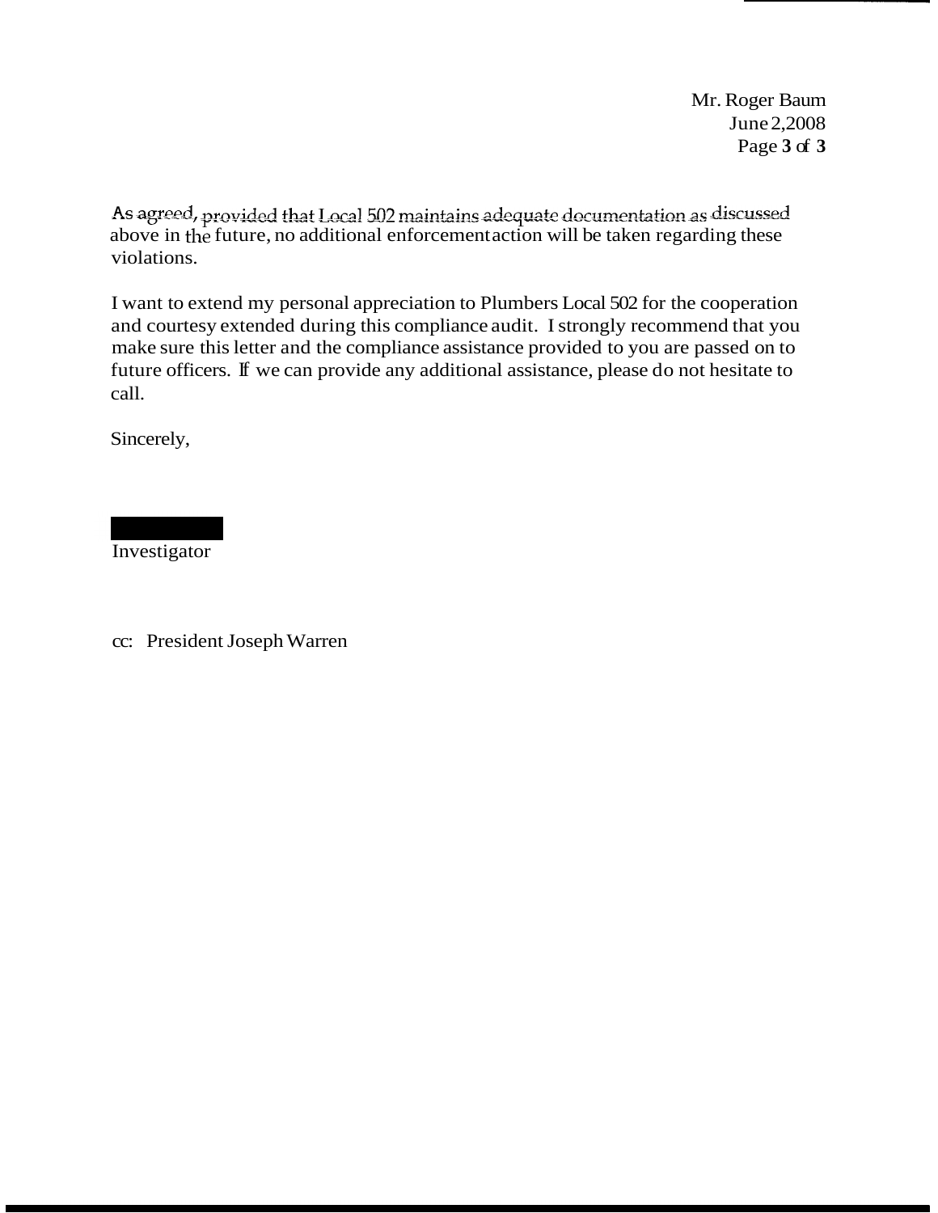As agreed, provided that Local 502 maintains adequate documentation as discussed above in the future, no additional enforcement action will be taken regarding these violations.

I want to extend my personal appreciation to Plumbers Local 502 for the cooperation and courtesy extended during this compliance audit. I strongly recommend that you make sure this letter and the compliance assistance provided to you are passed on to future officers. If we can provide any additional assistance, please do not hesitate to call.

Sincerely,

Investigator

cc: President Joseph Warren